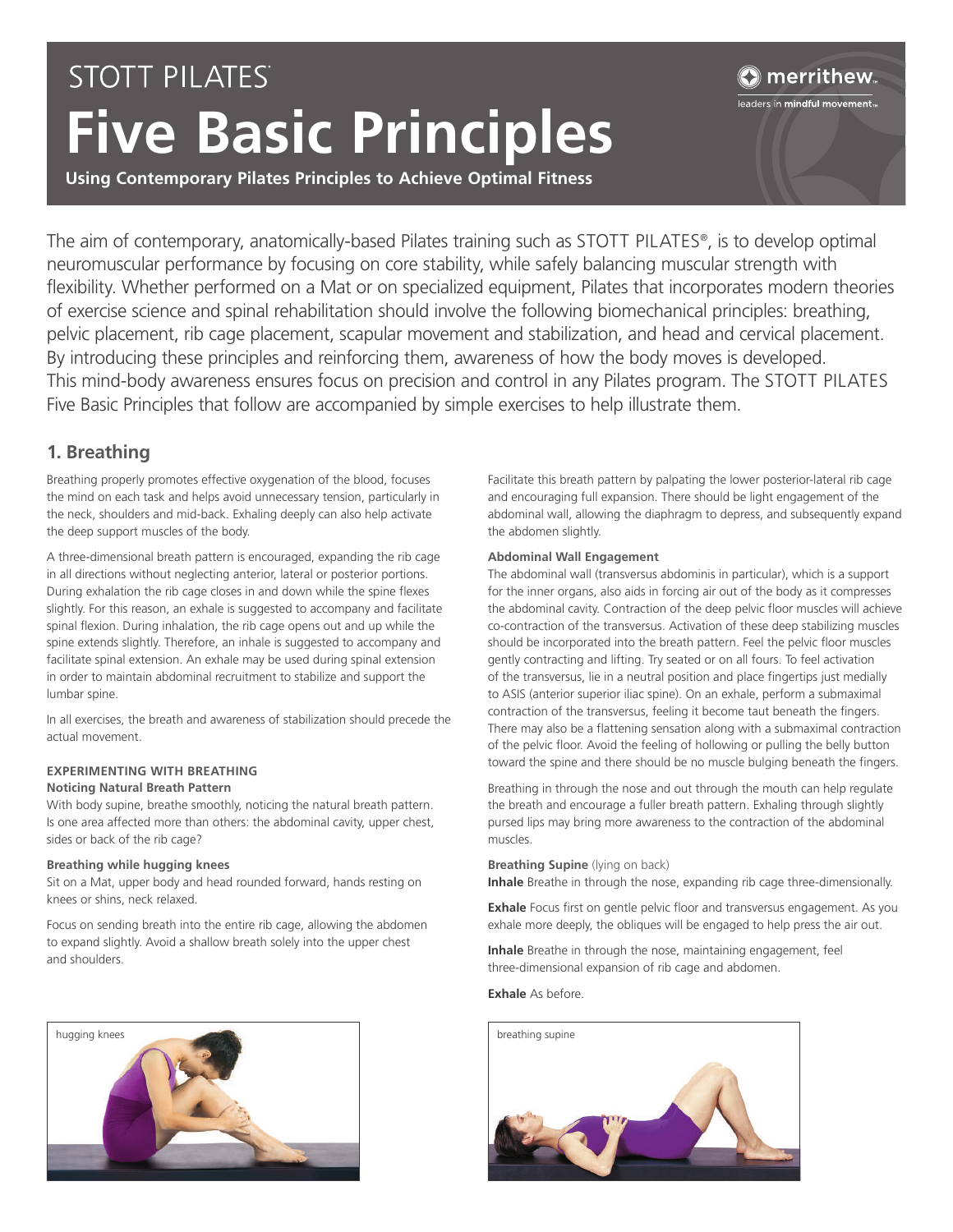STOTT PILATES®

# Five Basic Principles

**Using Contemporary Pilates Principles to Achieve Optimal Fitness**

merrithew™
leaders in mindful movement™

The aim of contemporary, anatomically-based Pilates training such as STOTT PILATES®, is to develop optimal neuromuscular performance by focusing on core stability, while safely balancing muscular strength with flexibility. Whether performed on a Mat or on specialized equipment, Pilates that incorporates modern theories of exercise science and spinal rehabilitation should involve the following biomechanical principles: breathing, pelvic placement, rib cage placement, scapular movement and stabilization, and head and cervical placement. By introducing these principles and reinforcing them, awareness of how the body moves is developed. This mind-body awareness ensures focus on precision and control in any Pilates program. The STOTT PILATES Five Basic Principles that follow are accompanied by simple exercises to help illustrate them.

## 1. Breathing

Breathing properly promotes effective oxygenation of the blood, focuses the mind on each task and helps avoid unnecessary tension, particularly in the neck, shoulders and mid-back. Exhaling deeply can also help activate the deep support muscles of the body.

A three-dimensional breath pattern is encouraged, expanding the rib cage in all directions without neglecting anterior, lateral or posterior portions. During exhalation the rib cage closes in and down while the spine flexes slightly. For this reason, an exhale is suggested to accompany and facilitate spinal flexion. During inhalation, the rib cage opens out and up while the spine extends slightly. Therefore, an inhale is suggested to accompany and facilitate spinal extension. An exhale may be used during spinal extension in order to maintain abdominal recruitment to stabilize and support the lumbar spine.

In all exercises, the breath and awareness of stabilization should precede the actual movement.

### EXPERIMENTING WITH BREATHING

**Noticing Natural Breath Pattern**

With body supine, breathe smoothly, noticing the natural breath pattern. Is one area affected more than others: the abdominal cavity, upper chest, sides or back of the rib cage?

**Breathing while hugging knees**

Sit on a Mat, upper body and head rounded forward, hands resting on knees or shins, neck relaxed.

Focus on sending breath into the entire rib cage, allowing the abdomen to expand slightly. Avoid a shallow breath solely into the upper chest and shoulders.

hugging knees

Facilitate this breath pattern by palpating the lower posterior-lateral rib cage and encouraging full expansion. There should be light engagement of the abdominal wall, allowing the diaphragm to depress, and subsequently expand the abdomen slightly.

**Abdominal Wall Engagement**

The abdominal wall (transversus abdominis in particular), which is a support for the inner organs, also aids in forcing air out of the body as it compresses the abdominal cavity. Contraction of the deep pelvic floor muscles will achieve co-contraction of the transversus. Activation of these deep stabilizing muscles should be incorporated into the breath pattern. Feel the pelvic floor muscles gently contracting and lifting. Try seated or on all fours. To feel activation of the transversus, lie in a neutral position and place fingertips just medially to ASIS (anterior superior iliac spine). On an exhale, perform a submaximal contraction of the transversus, feeling it become taut beneath the fingers. There may also be a flattening sensation along with a submaximal contraction of the pelvic floor. Avoid the feeling of hollowing or pulling the belly button toward the spine and there should be no muscle bulging beneath the fingers.

Breathing in through the nose and out through the mouth can help regulate the breath and encourage a fuller breath pattern. Exhaling through slightly pursed lips may bring more awareness to the contraction of the abdominal muscles.

**Breathing Supine** (lying on back)

**Inhale** Breathe in through the nose, expanding rib cage three-dimensionally.

**Exhale** Focus first on gentle pelvic floor and transversus engagement. As you exhale more deeply, the obliques will be engaged to help press the air out.

**Inhale** Breathe in through the nose, maintaining engagement, feel three-dimensional expansion of rib cage and abdomen.

**Exhale** As before.

breathing supine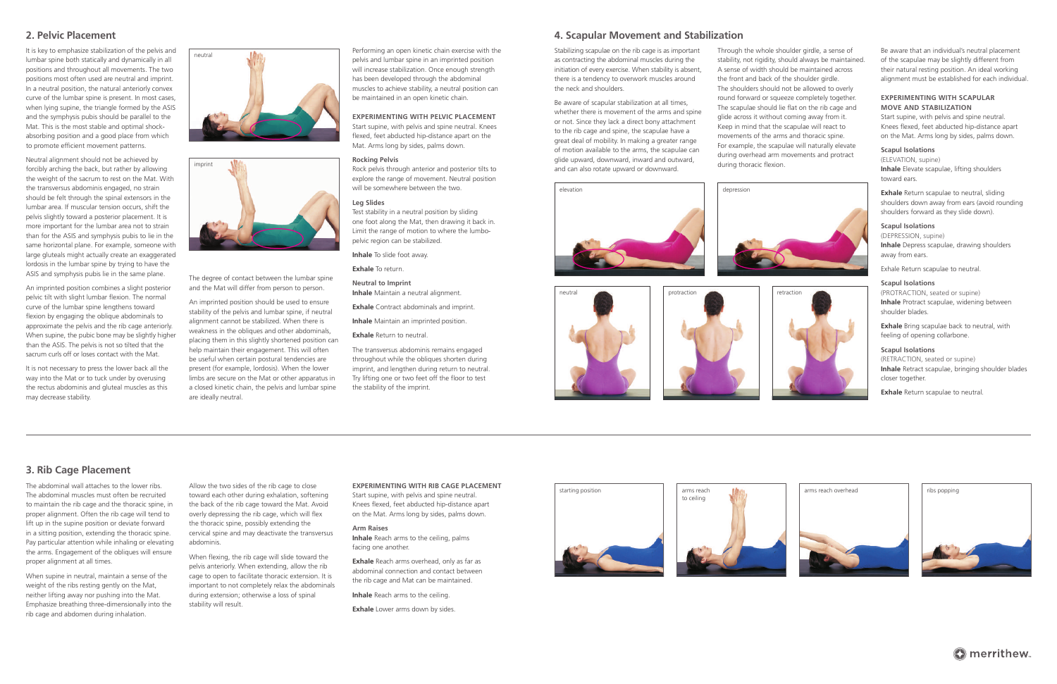## 2. Pelvic Placement

It is key to emphasize stabilization of the pelvis and lumbar spine both statically and dynamically in all positions and throughout all movements. The two positions most often used are neutral and imprint. In a neutral position, the natural anteriorly convex curve of the lumbar spine is present. In most cases, when lying supine, the triangle formed by the ASIS and the symphysis pubis should be parallel to the Mat. This is the most stable and optimal shock-absorbing position and a good place from which to promote efficient movement patterns.

Neutral alignment should not be achieved by forcibly arching the back, but rather by allowing the weight of the sacrum to rest on the Mat. With the transversus abdominis engaged, no strain should be felt through the spinal extensors in the lumbar area. If muscular tension occurs, shift the pelvis slightly toward a posterior placement. It is more important for the lumbar area not to strain than for the ASIS and symphysis pubis to lie in the same horizontal plane. For example, someone with large gluteals might actually create an exaggerated lordosis in the lumbar spine by trying to have the ASIS and symphysis pubis lie in the same plane.

An imprinted position combines a slight posterior pelvic tilt with slight lumbar flexion. The normal curve of the lumbar spine lengthens toward flexion by engaging the oblique abdominals to approximate the pelvis and the rib cage anteriorly. When supine, the pubic bone may be slightly higher than the ASIS. The pelvis is not so tilted that the sacrum curls off or loses contact with the Mat.

It is not necessary to press the lower back all the way into the Mat or to tuck under by overusing the rectus abdominis and gluteal muscles as this may decrease stability.

neutral

imprint

The degree of contact between the lumbar spine and the Mat will differ from person to person.

An imprinted position should be used to ensure stability of the pelvis and lumbar spine, if neutral alignment cannot be stabilized. When there is weakness in the obliques and other abdominals, placing them in this slightly shortened position can help maintain their engagement. This will often be useful when certain postural tendencies are present (for example, lordosis). When the lower limbs are secure on the Mat or other apparatus in a closed kinetic chain, the pelvis and lumbar spine are ideally neutral.

Performing an open kinetic chain exercise with the pelvis and lumbar spine in an imprinted position will increase stabilization. Once enough strength has been developed through the abdominal muscles to achieve stability, a neutral position can be maintained in an open kinetic chain.

**EXPERIMENTING WITH PELVIC PLACEMENT**
Start supine, with pelvis and spine neutral. Knees flexed, feet abducted hip-distance apart on the Mat. Arms long by sides, palms down.

**Rocking Pelvis**
Rock pelvis through anterior and posterior tilts to explore the range of movement. Neutral position will be somewhere between the two.

**Leg Slides**
Test stability in a neutral position by sliding one foot along the Mat, then drawing it back in. Limit the range of motion to where the lumbo-pelvic region can be stabilized.

**Inhale** To slide foot away.

**Exhale** To return.

**Neutral to Imprint**
**Inhale** Maintain a neutral alignment.

**Exhale** Contract abdominals and imprint.

**Inhale** Maintain an imprinted position.

**Exhale** Return to neutral.

The transversus abdominis remains engaged throughout while the obliques shorten during imprint, and lengthen during return to neutral. Try lifting one or two feet off the floor to test the stability of the imprint.

## 4. Scapular Movement and Stabilization

Stabilizing scapulae on the rib cage is as important as contracting the abdominal muscles during the initiation of every exercise. When stability is absent, there is a tendency to overwork muscles around the neck and shoulders.

Be aware of scapular stabilization at all times, whether there is movement of the arms and spine or not. Since they lack a direct bony attachment to the rib cage and spine, the scapulae have a great deal of mobility. In making a greater range of motion available to the arms, the scapulae can glide upward, downward, inward and outward, and can also rotate upward or downward.

Through the whole shoulder girdle, a sense of stability, not rigidity, should always be maintained. A sense of width should be maintained across the front and back of the shoulder girdle. The shoulders should not be allowed to overly round forward or squeeze completely together. The scapulae should lie flat on the rib cage and glide across it without coming away from it. Keep in mind that the scapulae will react to movements of the arms and thoracic spine. For example, the scapulae will naturally elevate during overhead arm movements and protract during thoracic flexion.

elevation

depression

neutral

protraction

retraction

Be aware that an individual's neutral placement of the scapulae may be slightly different from their natural resting position. An ideal working alignment must be established for each individual.

**EXPERIMENTING WITH SCAPULAR MOVE AND STABILIZATION**
Start supine, with pelvis and spine neutral. Knees flexed, feet abducted hip-distance apart on the Mat. Arms long by sides, palms down.

**Scapul Isolations**
(ELEVATION, supine)
**Inhale** Elevate scapulae, lifting shoulders toward ears.

**Exhale** Return scapulae to neutral, sliding shoulders down away from ears (avoid rounding shoulders forward as they slide down).

**Scapul Isolations**
(DEPRESSION, supine)
**Inhale** Depress scapulae, drawing shoulders away from ears.

Exhale Return scapulae to neutral.

**Scapul Isolations**
(PROTRACTION, seated or supine)
**Inhale** Protract scapulae, widening between shoulder blades.

**Exhale** Bring scapulae back to neutral, with feeling of opening collarbone.

**Scapul Isolations**
(RETRACTION, seated or supine)
**Inhale** Retract scapulae, bringing shoulder blades closer together.

**Exhale** Return scapulae to neutral.

## 3. Rib Cage Placement

The abdominal wall attaches to the lower ribs. The abdominal muscles must often be recruited to maintain the rib cage and the thoracic spine, in proper alignment. Often the rib cage will tend to lift up in the supine position or deviate forward in a sitting position, extending the thoracic spine. Pay particular attention while inhaling or elevating the arms. Engagement of the obliques will ensure proper alignment at all times.

When supine in neutral, maintain a sense of the weight of the ribs resting gently on the Mat, neither lifting away nor pushing into the Mat. Emphasize breathing three-dimensionally into the rib cage and abdomen during inhalation.

Allow the two sides of the rib cage to close toward each other during exhalation, softening the back of the rib cage toward the Mat. Avoid overly depressing the rib cage, which will flex the thoracic spine, possibly extending the cervical spine and may deactivate the transversus abdominis.

When flexing, the rib cage will slide toward the pelvis anteriorly. When extending, allow the rib cage to open to facilitate thoracic extension. It is important to not completely relax the abdominals during extension; otherwise a loss of spinal stability will result.

**EXPERIMENTING WITH RIB CAGE PLACEMENT**
Start supine, with pelvis and spine neutral. Knees flexed, feet abducted hip-distance apart on the Mat. Arms long by sides, palms down.

**Arm Raises**
**Inhale** Reach arms to the ceiling, palms facing one another.

**Exhale** Reach arms overhead, only as far as abdominal connection and contact between the rib cage and Mat can be maintained.

**Inhale** Reach arms to the ceiling.

**Exhale** Lower arms down by sides.

starting position

arms reach to ceiling

arms reach overhead

ribs popping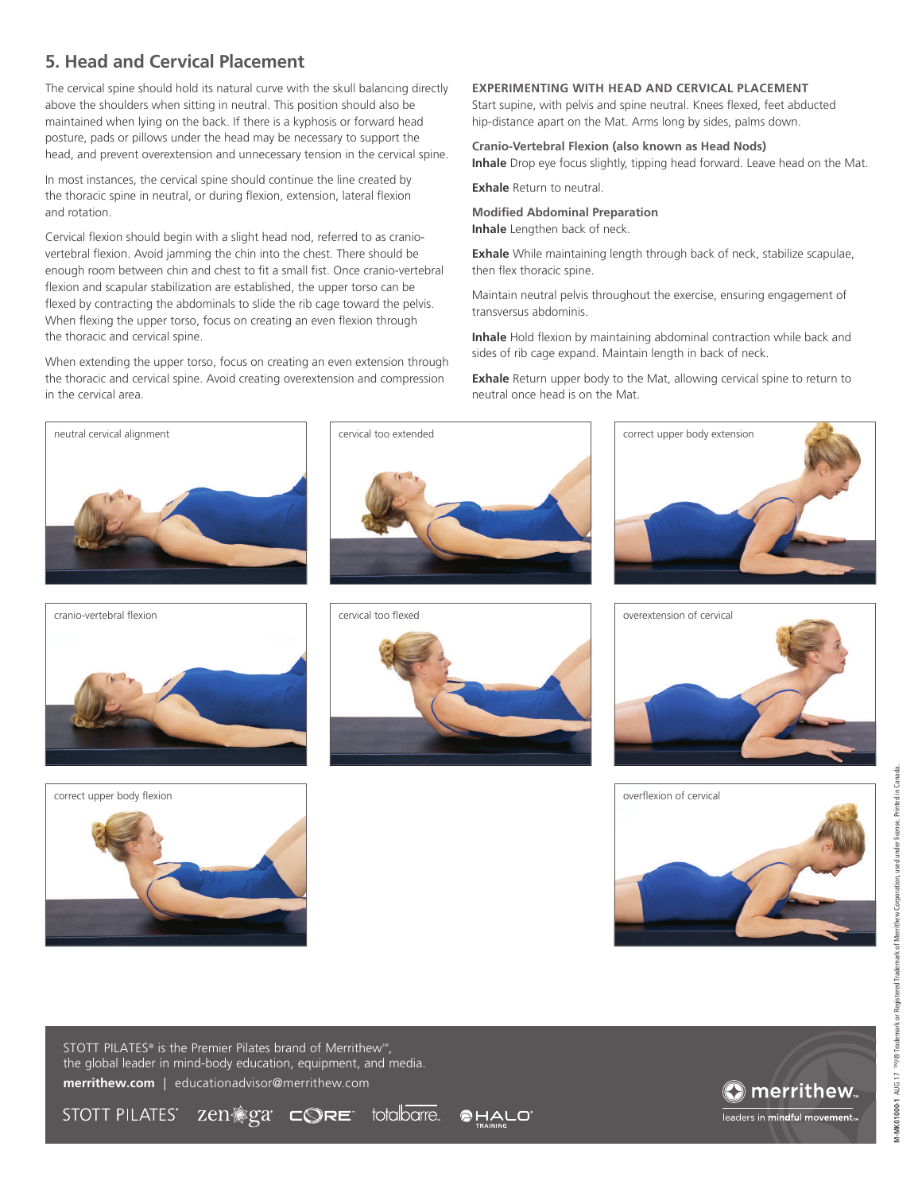## 5. Head and Cervical Placement

The cervical spine should hold its natural curve with the skull balancing directly above the shoulders when sitting in neutral. This position should also be maintained when lying on the back. If there is a kyphosis or forward head posture, pads or pillows under the head may be necessary to support the head, and prevent overextension and unnecessary tension in the cervical spine.

In most instances, the cervical spine should continue the line created by the thoracic spine in neutral, or during flexion, extension, lateral flexion and rotation.

Cervical flexion should begin with a slight head nod, referred to as cranio-vertebral flexion. Avoid jamming the chin into the chest. There should be enough room between chin and chest to fit a small fist. Once cranio-vertebral flexion and scapular stabilization are established, the upper torso can be flexed by contracting the abdominals to slide the rib cage toward the pelvis. When flexing the upper torso, focus on creating an even flexion through the thoracic and cervical spine.

When extending the upper torso, focus on creating an even extension through the thoracic and cervical spine. Avoid creating overextension and compression in the cervical area.

**EXPERIMENTING WITH HEAD AND CERVICAL PLACEMENT**

Start supine, with pelvis and spine neutral. Knees flexed, feet abducted hip-distance apart on the Mat. Arms long by sides, palms down.

**Cranio-Vertebral Flexion (also known as Head Nods)**

**Inhale** Drop eye focus slightly, tipping head forward. Leave head on the Mat.

**Exhale** Return to neutral.

**Modified Abdominal Preparation**

**Inhale** Lengthen back of neck.

**Exhale** While maintaining length through back of neck, stabilize scapulae, then flex thoracic spine.

Maintain neutral pelvis throughout the exercise, ensuring engagement of transversus abdominis.

**Inhale** Hold flexion by maintaining abdominal contraction while back and sides of rib cage expand. Maintain length in back of neck.

**Exhale** Return upper body to the Mat, allowing cervical spine to return to neutral once head is on the Mat.

neutral cervical alignment

cervical too extended

correct upper body extension

cranio-vertebral flexion

cervical too flexed

overextension of cervical

correct upper body flexion

overflexion of cervical

STOTT PILATES® is the Premier Pilates brand of Merrithew™, the global leader in mind-body education, equipment, and media.

**merrithew.com** | educationadvisor@merrithew.com